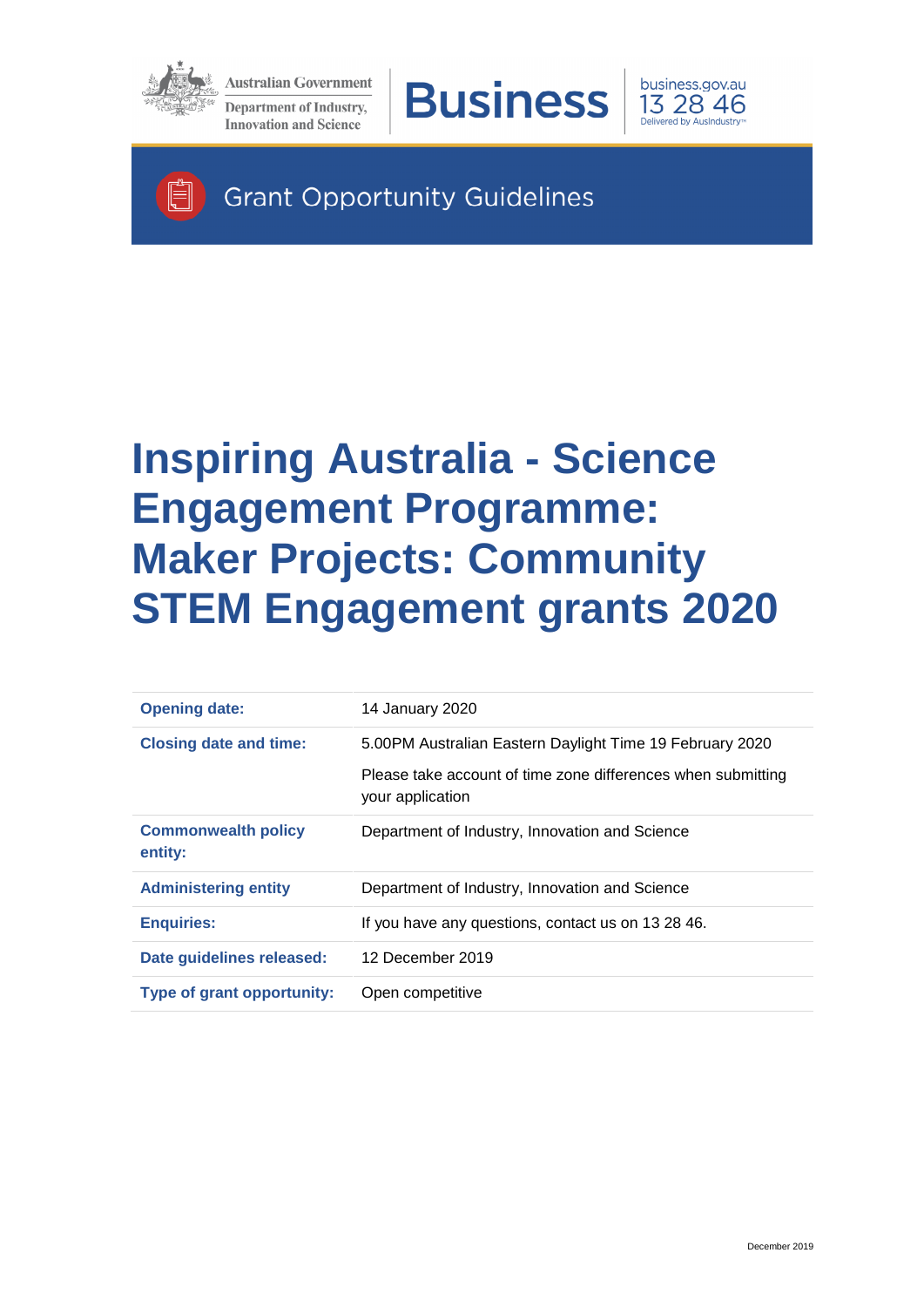Australian Government

Department of Industry, Innovation and Science

**Business**

business.gov.au
13 28 46
Delivered by AusIndustry™

Grant Opportunity Guidelines

# Inspiring Australia - Science Engagement Programme: Maker Projects: Community STEM Engagement grants 2020

| | |
|---|---|
| **Opening date:** | 14 January 2020 |
| **Closing date and time:** | 5.00PM Australian Eastern Daylight Time 19 February 2020<br><br>Please take account of time zone differences when submitting your application |
| **Commonwealth policy entity:** | Department of Industry, Innovation and Science |
| **Administering entity** | Department of Industry, Innovation and Science |
| **Enquiries:** | If you have any questions, contact us on 13 28 46. |
| **Date guidelines released:** | 12 December 2019 |
| **Type of grant opportunity:** | Open competitive |

December 2019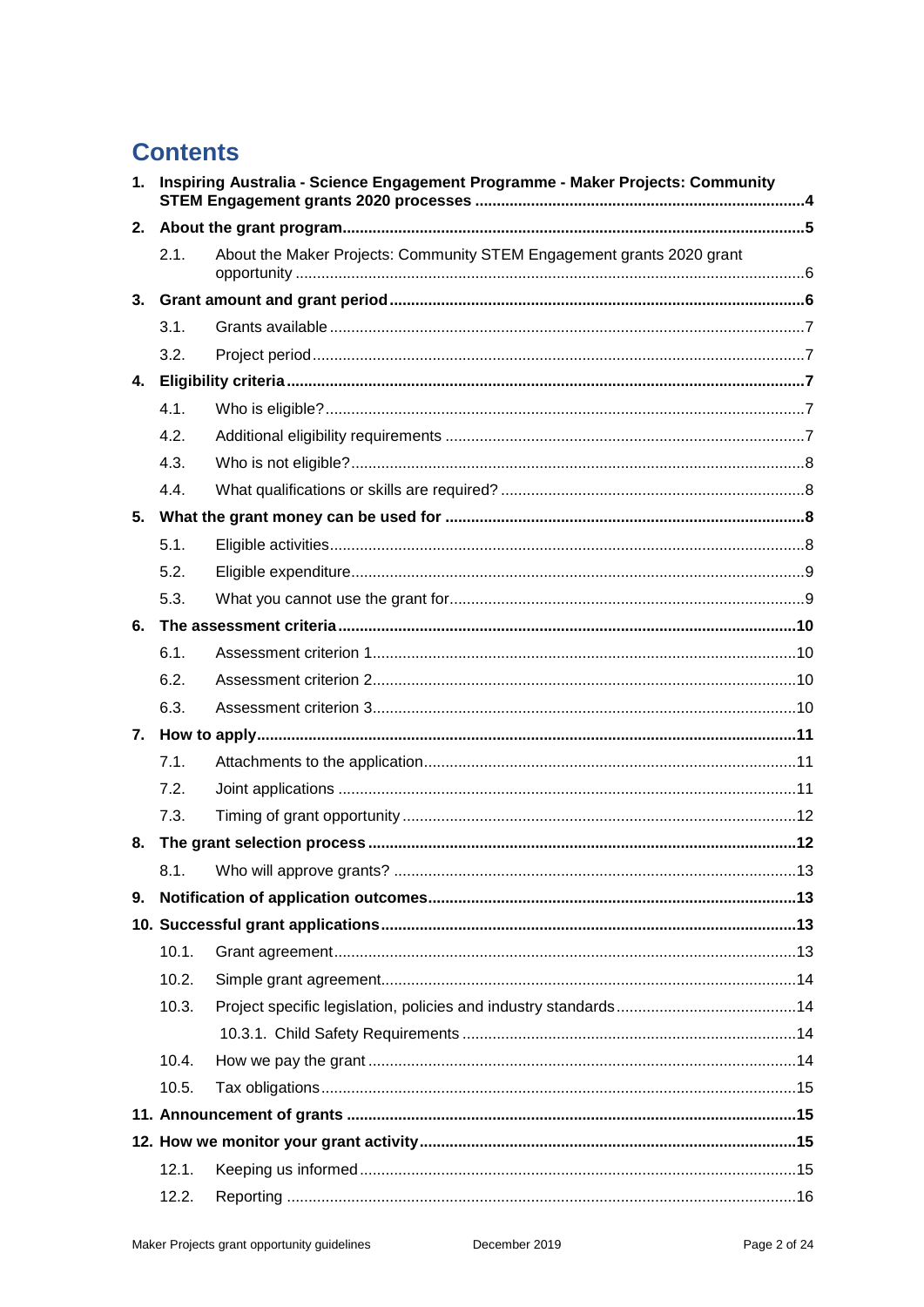# Contents

1. **Inspiring Australia - Science Engagement Programme - Maker Projects: Community STEM Engagement grants 2020 processes ... 4**
2. **About the grant program ... 5**
   - 2.1. About the Maker Projects: Community STEM Engagement grants 2020 grant opportunity ... 6
3. **Grant amount and grant period ... 6**
   - 3.1. Grants available ... 7
   - 3.2. Project period ... 7
4. **Eligibility criteria ... 7**
   - 4.1. Who is eligible? ... 7
   - 4.2. Additional eligibility requirements ... 7
   - 4.3. Who is not eligible? ... 8
   - 4.4. What qualifications or skills are required? ... 8
5. **What the grant money can be used for ... 8**
   - 5.1. Eligible activities ... 8
   - 5.2. Eligible expenditure ... 9
   - 5.3. What you cannot use the grant for ... 9
6. **The assessment criteria ... 10**
   - 6.1. Assessment criterion 1 ... 10
   - 6.2. Assessment criterion 2 ... 10
   - 6.3. Assessment criterion 3 ... 10
7. **How to apply ... 11**
   - 7.1. Attachments to the application ... 11
   - 7.2. Joint applications ... 11
   - 7.3. Timing of grant opportunity ... 12
8. **The grant selection process ... 12**
   - 8.1. Who will approve grants? ... 13
9. **Notification of application outcomes ... 13**
10. **Successful grant applications ... 13**
    - 10.1. Grant agreement ... 13
    - 10.2. Simple grant agreement ... 14
    - 10.3. Project specific legislation, policies and industry standards ... 14
      - 10.3.1. Child Safety Requirements ... 14
    - 10.4. How we pay the grant ... 14
    - 10.5. Tax obligations ... 15
11. **Announcement of grants ... 15**
12. **How we monitor your grant activity ... 15**
    - 12.1. Keeping us informed ... 15
    - 12.2. Reporting ... 16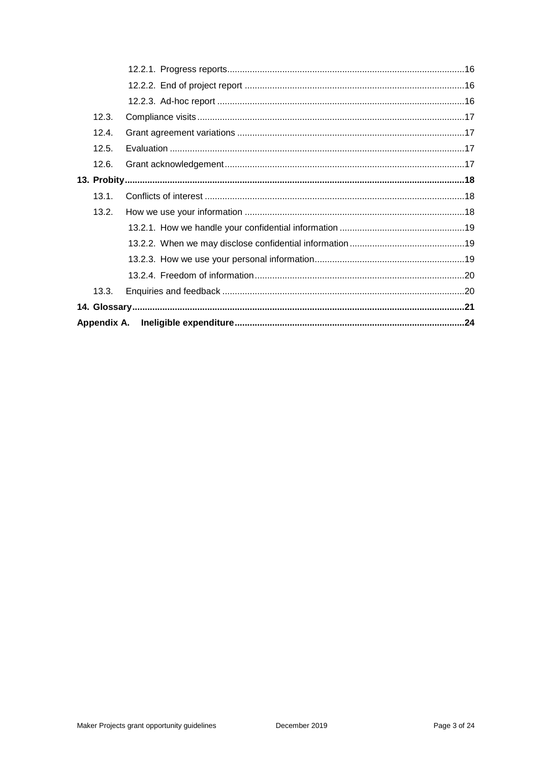12.2.1. Progress reports .....16

12.2.2. End of project report .....16

12.2.3. Ad-hoc report .....16

12.3. Compliance visits .....17

12.4. Grant agreement variations .....17

12.5. Evaluation .....17

12.6. Grant acknowledgement .....17

**13. Probity .....18**

13.1. Conflicts of interest .....18

13.2. How we use your information .....18

13.2.1. How we handle your confidential information .....19

13.2.2. When we may disclose confidential information .....19

13.2.3. How we use your personal information .....19

13.2.4. Freedom of information .....20

13.3. Enquiries and feedback .....20

**14. Glossary .....21**

**Appendix A. Ineligible expenditure .....24**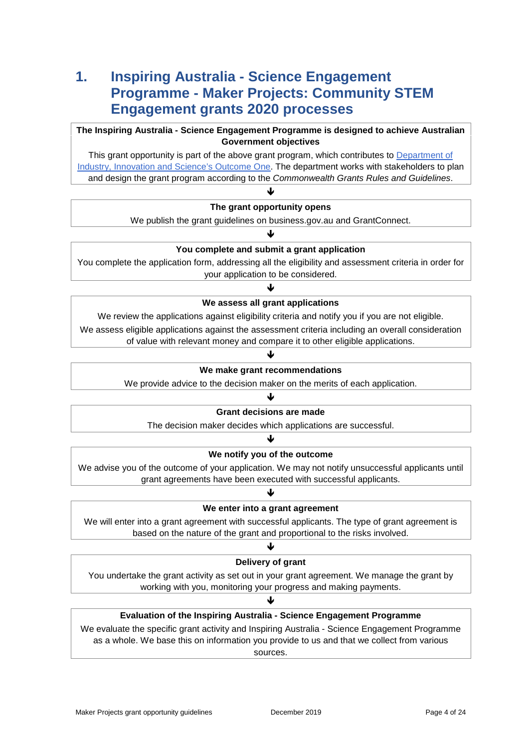# 1. Inspiring Australia - Science Engagement Programme - Maker Projects: Community STEM Engagement grants 2020 processes

**The Inspiring Australia - Science Engagement Programme is designed to achieve Australian Government objectives**

This grant opportunity is part of the above grant program, which contributes to Department of Industry, Innovation and Science's Outcome One. The department works with stakeholders to plan and design the grant program according to the *Commonwealth Grants Rules and Guidelines*.

↓

**The grant opportunity opens**

We publish the grant guidelines on business.gov.au and GrantConnect.

↓

**You complete and submit a grant application**

You complete the application form, addressing all the eligibility and assessment criteria in order for your application to be considered.

↓

**We assess all grant applications**

We review the applications against eligibility criteria and notify you if you are not eligible.

We assess eligible applications against the assessment criteria including an overall consideration of value with relevant money and compare it to other eligible applications.

↓

**We make grant recommendations**

We provide advice to the decision maker on the merits of each application.

↓

**Grant decisions are made**

The decision maker decides which applications are successful.

↓

**We notify you of the outcome**

We advise you of the outcome of your application. We may not notify unsuccessful applicants until grant agreements have been executed with successful applicants.

↓

**We enter into a grant agreement**

We will enter into a grant agreement with successful applicants. The type of grant agreement is based on the nature of the grant and proportional to the risks involved.

↓

**Delivery of grant**

You undertake the grant activity as set out in your grant agreement. We manage the grant by working with you, monitoring your progress and making payments.

↓

**Evaluation of the Inspiring Australia - Science Engagement Programme**

We evaluate the specific grant activity and Inspiring Australia - Science Engagement Programme as a whole. We base this on information you provide to us and that we collect from various sources.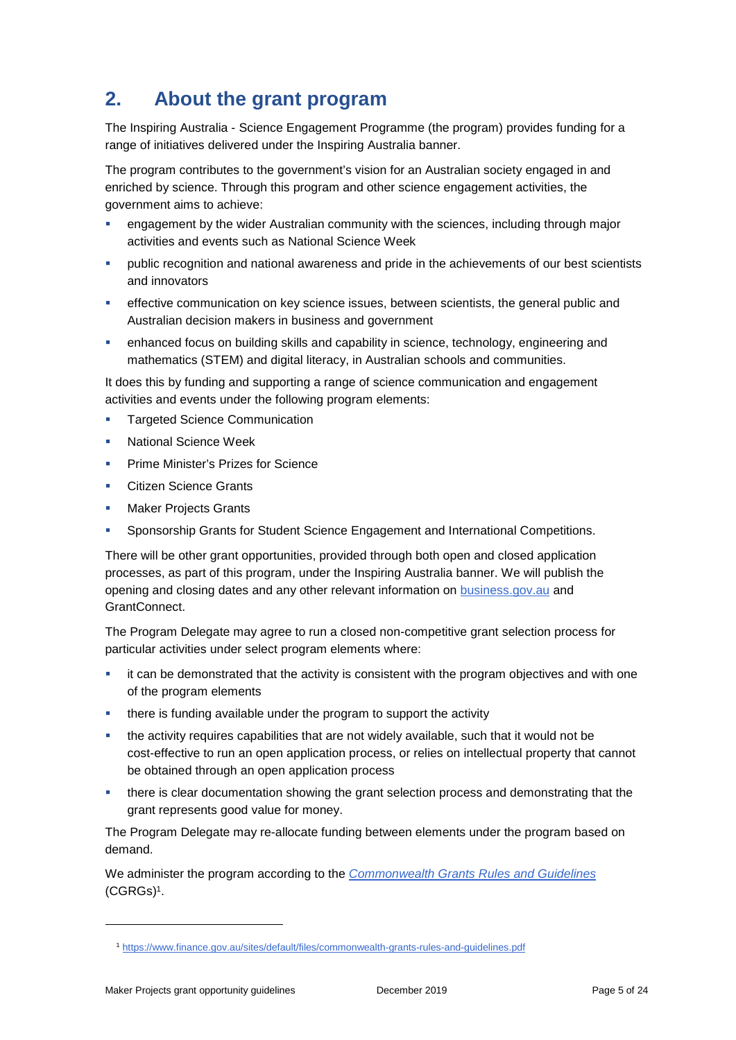## 2. About the grant program

The Inspiring Australia - Science Engagement Programme (the program) provides funding for a range of initiatives delivered under the Inspiring Australia banner.

The program contributes to the government's vision for an Australian society engaged in and enriched by science. Through this program and other science engagement activities, the government aims to achieve:

- engagement by the wider Australian community with the sciences, including through major activities and events such as National Science Week
- public recognition and national awareness and pride in the achievements of our best scientists and innovators
- effective communication on key science issues, between scientists, the general public and Australian decision makers in business and government
- enhanced focus on building skills and capability in science, technology, engineering and mathematics (STEM) and digital literacy, in Australian schools and communities.

It does this by funding and supporting a range of science communication and engagement activities and events under the following program elements:

- Targeted Science Communication
- National Science Week
- Prime Minister's Prizes for Science
- Citizen Science Grants
- Maker Projects Grants
- Sponsorship Grants for Student Science Engagement and International Competitions.

There will be other grant opportunities, provided through both open and closed application processes, as part of this program, under the Inspiring Australia banner. We will publish the opening and closing dates and any other relevant information on [business.gov.au](https://www.business.gov.au) and GrantConnect.

The Program Delegate may agree to run a closed non-competitive grant selection process for particular activities under select program elements where:

- it can be demonstrated that the activity is consistent with the program objectives and with one of the program elements
- there is funding available under the program to support the activity
- the activity requires capabilities that are not widely available, such that it would not be cost-effective to run an open application process, or relies on intellectual property that cannot be obtained through an open application process
- there is clear documentation showing the grant selection process and demonstrating that the grant represents good value for money.

The Program Delegate may re-allocate funding between elements under the program based on demand.

We administer the program according to the *[Commonwealth Grants Rules and Guidelines](https://www.finance.gov.au/sites/default/files/commonwealth-grants-rules-and-guidelines.pdf)* (CGRGs)[1].

---

[1] https://www.finance.gov.au/sites/default/files/commonwealth-grants-rules-and-guidelines.pdf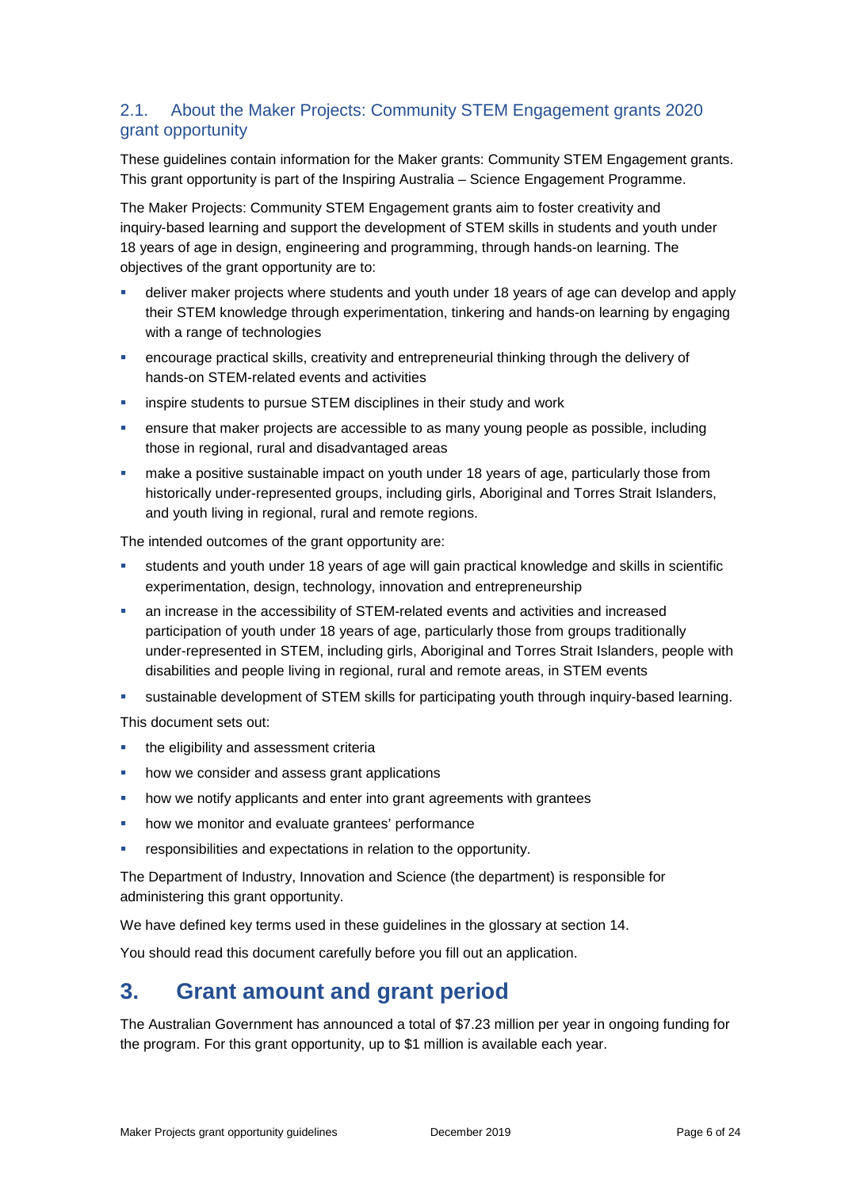### 2.1. About the Maker Projects: Community STEM Engagement grants 2020 grant opportunity

These guidelines contain information for the Maker grants: Community STEM Engagement grants. This grant opportunity is part of the Inspiring Australia – Science Engagement Programme.

The Maker Projects: Community STEM Engagement grants aim to foster creativity and inquiry-based learning and support the development of STEM skills in students and youth under 18 years of age in design, engineering and programming, through hands-on learning. The objectives of the grant opportunity are to:

- deliver maker projects where students and youth under 18 years of age can develop and apply their STEM knowledge through experimentation, tinkering and hands-on learning by engaging with a range of technologies
- encourage practical skills, creativity and entrepreneurial thinking through the delivery of hands-on STEM-related events and activities
- inspire students to pursue STEM disciplines in their study and work
- ensure that maker projects are accessible to as many young people as possible, including those in regional, rural and disadvantaged areas
- make a positive sustainable impact on youth under 18 years of age, particularly those from historically under-represented groups, including girls, Aboriginal and Torres Strait Islanders, and youth living in regional, rural and remote regions.

The intended outcomes of the grant opportunity are:

- students and youth under 18 years of age will gain practical knowledge and skills in scientific experimentation, design, technology, innovation and entrepreneurship
- an increase in the accessibility of STEM-related events and activities and increased participation of youth under 18 years of age, particularly those from groups traditionally under-represented in STEM, including girls, Aboriginal and Torres Strait Islanders, people with disabilities and people living in regional, rural and remote areas, in STEM events
- sustainable development of STEM skills for participating youth through inquiry-based learning.

This document sets out:

- the eligibility and assessment criteria
- how we consider and assess grant applications
- how we notify applicants and enter into grant agreements with grantees
- how we monitor and evaluate grantees' performance
- responsibilities and expectations in relation to the opportunity.

The Department of Industry, Innovation and Science (the department) is responsible for administering this grant opportunity.

We have defined key terms used in these guidelines in the glossary at section 14.

You should read this document carefully before you fill out an application.

## 3. Grant amount and grant period

The Australian Government has announced a total of $7.23 million per year in ongoing funding for the program. For this grant opportunity, up to $1 million is available each year.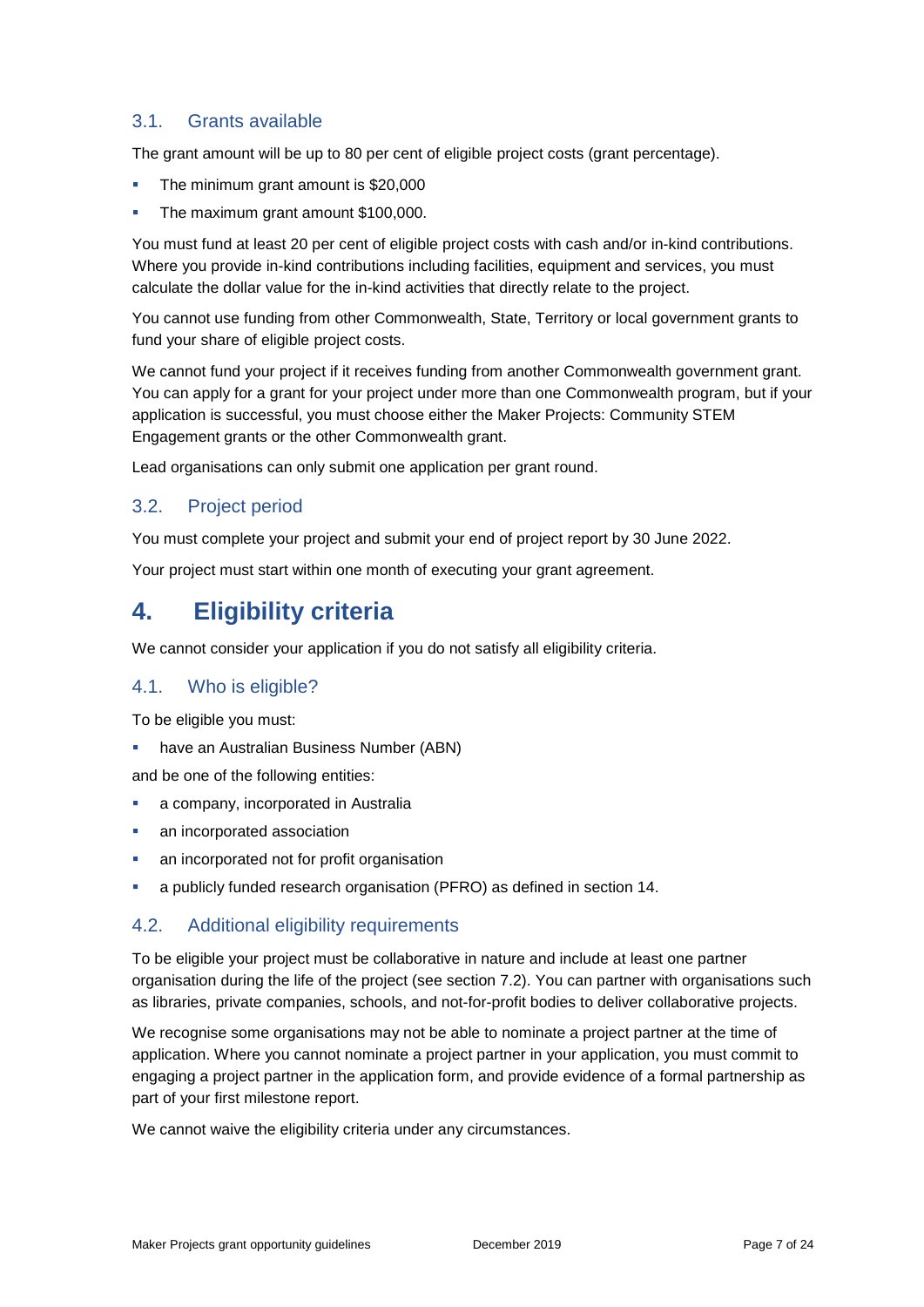### 3.1. Grants available

The grant amount will be up to 80 per cent of eligible project costs (grant percentage).

- The minimum grant amount is $20,000
- The maximum grant amount $100,000.

You must fund at least 20 per cent of eligible project costs with cash and/or in-kind contributions. Where you provide in-kind contributions including facilities, equipment and services, you must calculate the dollar value for the in-kind activities that directly relate to the project.

You cannot use funding from other Commonwealth, State, Territory or local government grants to fund your share of eligible project costs.

We cannot fund your project if it receives funding from another Commonwealth government grant. You can apply for a grant for your project under more than one Commonwealth program, but if your application is successful, you must choose either the Maker Projects: Community STEM Engagement grants or the other Commonwealth grant.

Lead organisations can only submit one application per grant round.

### 3.2. Project period

You must complete your project and submit your end of project report by 30 June 2022.

Your project must start within one month of executing your grant agreement.

## 4. Eligibility criteria

We cannot consider your application if you do not satisfy all eligibility criteria.

### 4.1. Who is eligible?

To be eligible you must:

- have an Australian Business Number (ABN)

and be one of the following entities:

- a company, incorporated in Australia
- an incorporated association
- an incorporated not for profit organisation
- a publicly funded research organisation (PFRO) as defined in section 14.

### 4.2. Additional eligibility requirements

To be eligible your project must be collaborative in nature and include at least one partner organisation during the life of the project (see section 7.2). You can partner with organisations such as libraries, private companies, schools, and not-for-profit bodies to deliver collaborative projects.

We recognise some organisations may not be able to nominate a project partner at the time of application. Where you cannot nominate a project partner in your application, you must commit to engaging a project partner in the application form, and provide evidence of a formal partnership as part of your first milestone report.

We cannot waive the eligibility criteria under any circumstances.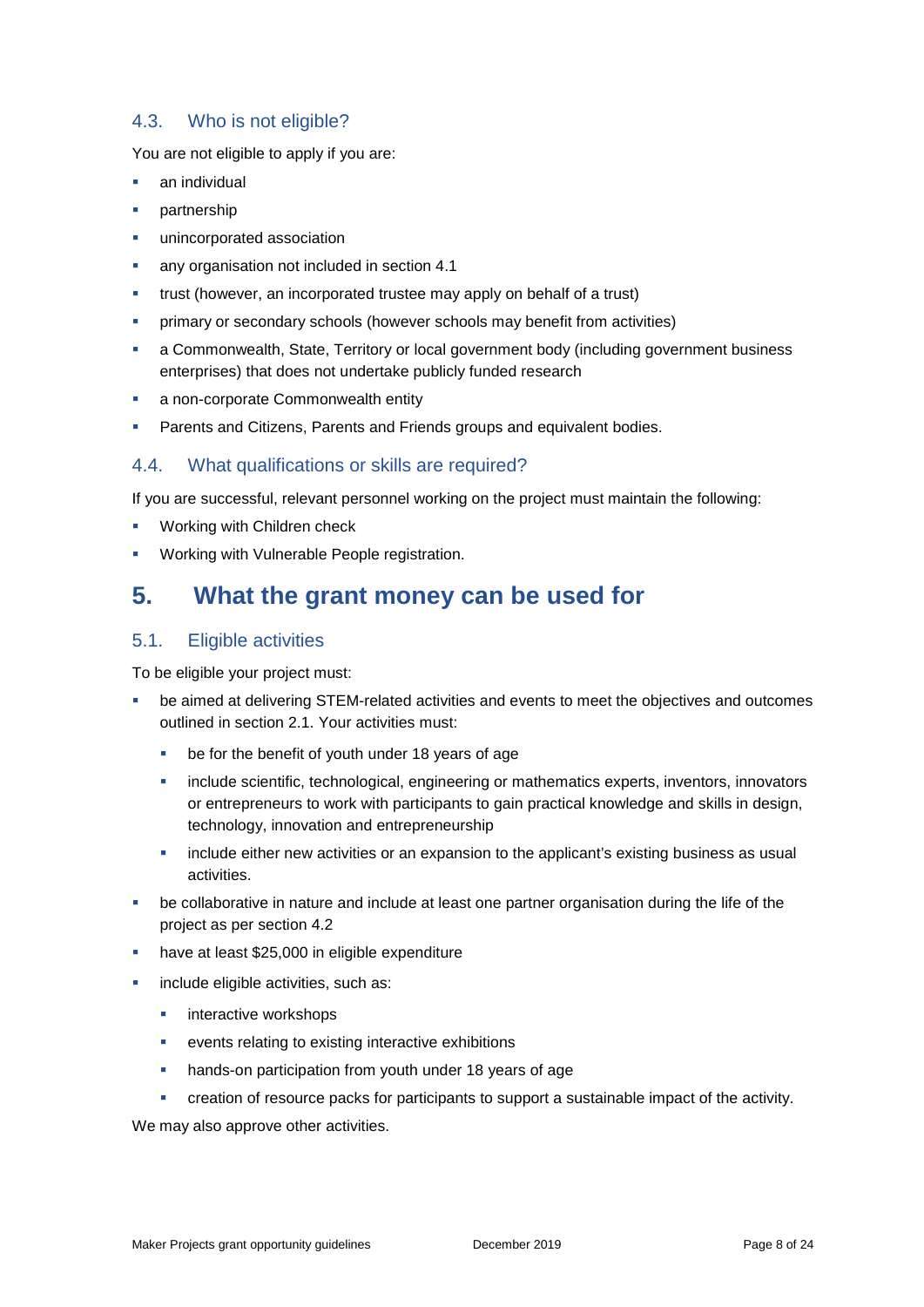### 4.3. Who is not eligible?

You are not eligible to apply if you are:

- an individual
- partnership
- unincorporated association
- any organisation not included in section 4.1
- trust (however, an incorporated trustee may apply on behalf of a trust)
- primary or secondary schools (however schools may benefit from activities)
- a Commonwealth, State, Territory or local government body (including government business enterprises) that does not undertake publicly funded research
- a non-corporate Commonwealth entity
- Parents and Citizens, Parents and Friends groups and equivalent bodies.

### 4.4. What qualifications or skills are required?

If you are successful, relevant personnel working on the project must maintain the following:

- Working with Children check
- Working with Vulnerable People registration.

## 5. What the grant money can be used for

### 5.1. Eligible activities

To be eligible your project must:

- be aimed at delivering STEM-related activities and events to meet the objectives and outcomes outlined in section 2.1. Your activities must:
  - be for the benefit of youth under 18 years of age
  - include scientific, technological, engineering or mathematics experts, inventors, innovators or entrepreneurs to work with participants to gain practical knowledge and skills in design, technology, innovation and entrepreneurship
  - include either new activities or an expansion to the applicant's existing business as usual activities.
- be collaborative in nature and include at least one partner organisation during the life of the project as per section 4.2
- have at least $25,000 in eligible expenditure
- include eligible activities, such as:
  - interactive workshops
  - events relating to existing interactive exhibitions
  - hands-on participation from youth under 18 years of age
  - creation of resource packs for participants to support a sustainable impact of the activity.

We may also approve other activities.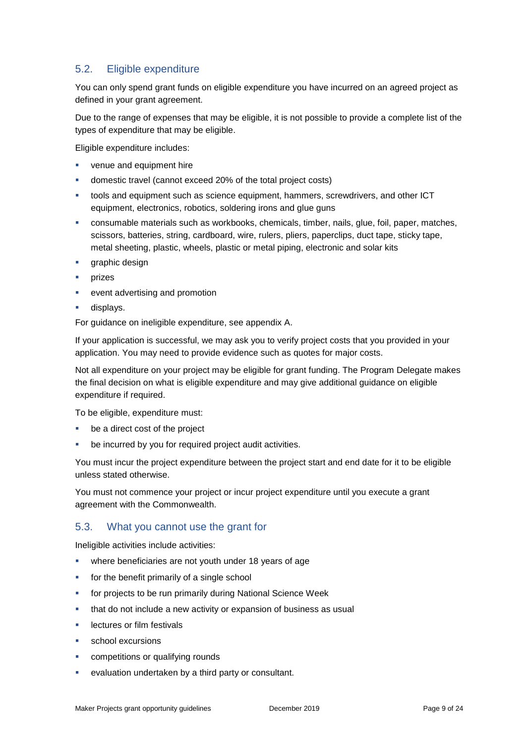## 5.2. Eligible expenditure

You can only spend grant funds on eligible expenditure you have incurred on an agreed project as defined in your grant agreement.

Due to the range of expenses that may be eligible, it is not possible to provide a complete list of the types of expenditure that may be eligible.

Eligible expenditure includes:

- venue and equipment hire
- domestic travel (cannot exceed 20% of the total project costs)
- tools and equipment such as science equipment, hammers, screwdrivers, and other ICT equipment, electronics, robotics, soldering irons and glue guns
- consumable materials such as workbooks, chemicals, timber, nails, glue, foil, paper, matches, scissors, batteries, string, cardboard, wire, rulers, pliers, paperclips, duct tape, sticky tape, metal sheeting, plastic, wheels, plastic or metal piping, electronic and solar kits
- graphic design
- prizes
- event advertising and promotion
- displays.

For guidance on ineligible expenditure, see appendix A.

If your application is successful, we may ask you to verify project costs that you provided in your application. You may need to provide evidence such as quotes for major costs.

Not all expenditure on your project may be eligible for grant funding. The Program Delegate makes the final decision on what is eligible expenditure and may give additional guidance on eligible expenditure if required.

To be eligible, expenditure must:

- be a direct cost of the project
- be incurred by you for required project audit activities.

You must incur the project expenditure between the project start and end date for it to be eligible unless stated otherwise.

You must not commence your project or incur project expenditure until you execute a grant agreement with the Commonwealth.

## 5.3. What you cannot use the grant for

Ineligible activities include activities:

- where beneficiaries are not youth under 18 years of age
- for the benefit primarily of a single school
- for projects to be run primarily during National Science Week
- that do not include a new activity or expansion of business as usual
- lectures or film festivals
- school excursions
- competitions or qualifying rounds
- evaluation undertaken by a third party or consultant.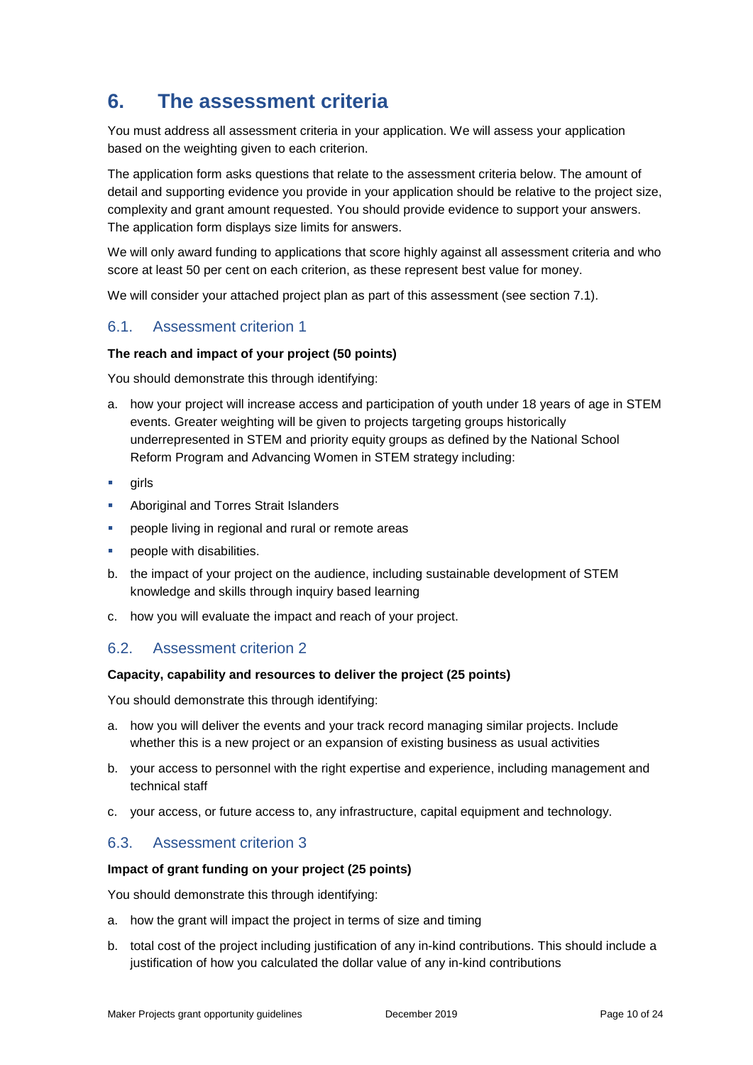# 6. The assessment criteria

You must address all assessment criteria in your application. We will assess your application based on the weighting given to each criterion.

The application form asks questions that relate to the assessment criteria below. The amount of detail and supporting evidence you provide in your application should be relative to the project size, complexity and grant amount requested. You should provide evidence to support your answers. The application form displays size limits for answers.

We will only award funding to applications that score highly against all assessment criteria and who score at least 50 per cent on each criterion, as these represent best value for money.

We will consider your attached project plan as part of this assessment (see section 7.1).

## 6.1. Assessment criterion 1

**The reach and impact of your project (50 points)**

You should demonstrate this through identifying:

a. how your project will increase access and participation of youth under 18 years of age in STEM events. Greater weighting will be given to projects targeting groups historically underrepresented in STEM and priority equity groups as defined by the National School Reform Program and Advancing Women in STEM strategy including:

- girls
- Aboriginal and Torres Strait Islanders
- people living in regional and rural or remote areas
- people with disabilities.

b. the impact of your project on the audience, including sustainable development of STEM knowledge and skills through inquiry based learning

c. how you will evaluate the impact and reach of your project.

## 6.2. Assessment criterion 2

**Capacity, capability and resources to deliver the project (25 points)**

You should demonstrate this through identifying:

a. how you will deliver the events and your track record managing similar projects. Include whether this is a new project or an expansion of existing business as usual activities

b. your access to personnel with the right expertise and experience, including management and technical staff

c. your access, or future access to, any infrastructure, capital equipment and technology.

## 6.3. Assessment criterion 3

**Impact of grant funding on your project (25 points)**

You should demonstrate this through identifying:

a. how the grant will impact the project in terms of size and timing

b. total cost of the project including justification of any in-kind contributions. This should include a justification of how you calculated the dollar value of any in-kind contributions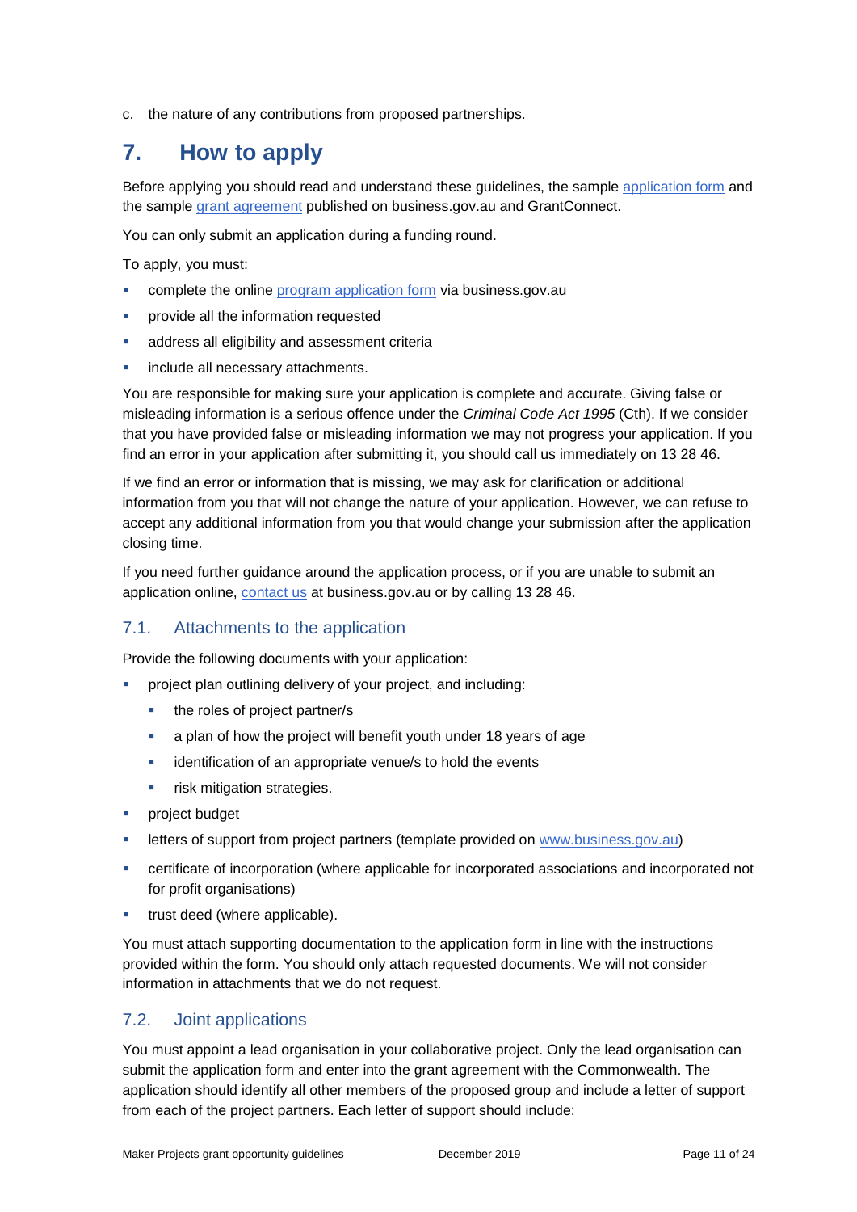c. the nature of any contributions from proposed partnerships.

# 7. How to apply

Before applying you should read and understand these guidelines, the sample application form and the sample grant agreement published on business.gov.au and GrantConnect.

You can only submit an application during a funding round.

To apply, you must:

- complete the online program application form via business.gov.au
- provide all the information requested
- address all eligibility and assessment criteria
- include all necessary attachments.

You are responsible for making sure your application is complete and accurate. Giving false or misleading information is a serious offence under the *Criminal Code Act 1995* (Cth). If we consider that you have provided false or misleading information we may not progress your application. If you find an error in your application after submitting it, you should call us immediately on 13 28 46.

If we find an error or information that is missing, we may ask for clarification or additional information from you that will not change the nature of your application. However, we can refuse to accept any additional information from you that would change your submission after the application closing time.

If you need further guidance around the application process, or if you are unable to submit an application online, contact us at business.gov.au or by calling 13 28 46.

## 7.1. Attachments to the application

Provide the following documents with your application:

- project plan outlining delivery of your project, and including:
  - the roles of project partner/s
  - a plan of how the project will benefit youth under 18 years of age
  - identification of an appropriate venue/s to hold the events
  - risk mitigation strategies.
- project budget
- letters of support from project partners (template provided on www.business.gov.au)
- certificate of incorporation (where applicable for incorporated associations and incorporated not for profit organisations)
- trust deed (where applicable).

You must attach supporting documentation to the application form in line with the instructions provided within the form. You should only attach requested documents. We will not consider information in attachments that we do not request.

## 7.2. Joint applications

You must appoint a lead organisation in your collaborative project. Only the lead organisation can submit the application form and enter into the grant agreement with the Commonwealth. The application should identify all other members of the proposed group and include a letter of support from each of the project partners. Each letter of support should include: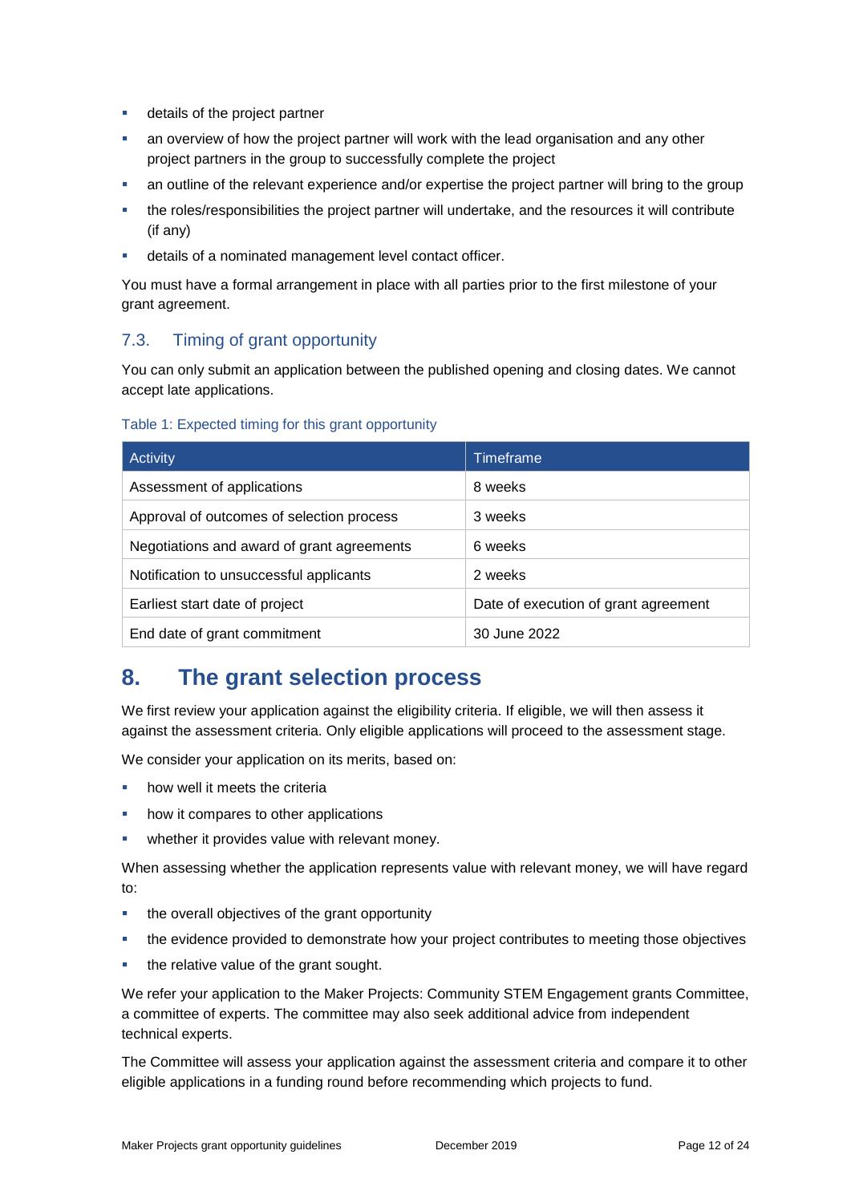- details of the project partner
- an overview of how the project partner will work with the lead organisation and any other project partners in the group to successfully complete the project
- an outline of the relevant experience and/or expertise the project partner will bring to the group
- the roles/responsibilities the project partner will undertake, and the resources it will contribute (if any)
- details of a nominated management level contact officer.

You must have a formal arrangement in place with all parties prior to the first milestone of your grant agreement.

### 7.3. Timing of grant opportunity

You can only submit an application between the published opening and closing dates. We cannot accept late applications.

Table 1: Expected timing for this grant opportunity

| Activity | Timeframe |
|---|---|
| Assessment of applications | 8 weeks |
| Approval of outcomes of selection process | 3 weeks |
| Negotiations and award of grant agreements | 6 weeks |
| Notification to unsuccessful applicants | 2 weeks |
| Earliest start date of project | Date of execution of grant agreement |
| End date of grant commitment | 30 June 2022 |

## 8. The grant selection process

We first review your application against the eligibility criteria. If eligible, we will then assess it against the assessment criteria. Only eligible applications will proceed to the assessment stage.

We consider your application on its merits, based on:

- how well it meets the criteria
- how it compares to other applications
- whether it provides value with relevant money.

When assessing whether the application represents value with relevant money, we will have regard to:

- the overall objectives of the grant opportunity
- the evidence provided to demonstrate how your project contributes to meeting those objectives
- the relative value of the grant sought.

We refer your application to the Maker Projects: Community STEM Engagement grants Committee, a committee of experts. The committee may also seek additional advice from independent technical experts.

The Committee will assess your application against the assessment criteria and compare it to other eligible applications in a funding round before recommending which projects to fund.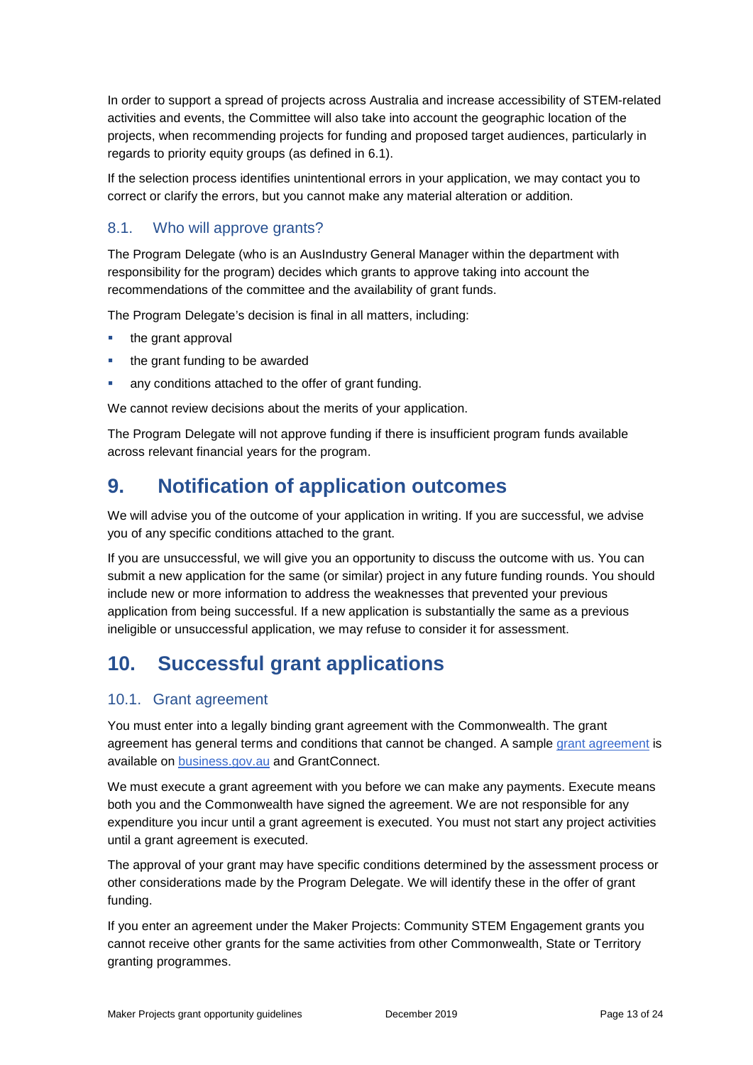In order to support a spread of projects across Australia and increase accessibility of STEM-related activities and events, the Committee will also take into account the geographic location of the projects, when recommending projects for funding and proposed target audiences, particularly in regards to priority equity groups (as defined in 6.1).

If the selection process identifies unintentional errors in your application, we may contact you to correct or clarify the errors, but you cannot make any material alteration or addition.

## 8.1. Who will approve grants?

The Program Delegate (who is an AusIndustry General Manager within the department with responsibility for the program) decides which grants to approve taking into account the recommendations of the committee and the availability of grant funds.

The Program Delegate's decision is final in all matters, including:

- the grant approval
- the grant funding to be awarded
- any conditions attached to the offer of grant funding.

We cannot review decisions about the merits of your application.

The Program Delegate will not approve funding if there is insufficient program funds available across relevant financial years for the program.

# 9. Notification of application outcomes

We will advise you of the outcome of your application in writing. If you are successful, we advise you of any specific conditions attached to the grant.

If you are unsuccessful, we will give you an opportunity to discuss the outcome with us. You can submit a new application for the same (or similar) project in any future funding rounds. You should include new or more information to address the weaknesses that prevented your previous application from being successful. If a new application is substantially the same as a previous ineligible or unsuccessful application, we may refuse to consider it for assessment.

# 10. Successful grant applications

## 10.1. Grant agreement

You must enter into a legally binding grant agreement with the Commonwealth. The grant agreement has general terms and conditions that cannot be changed. A sample grant agreement is available on business.gov.au and GrantConnect.

We must execute a grant agreement with you before we can make any payments. Execute means both you and the Commonwealth have signed the agreement. We are not responsible for any expenditure you incur until a grant agreement is executed. You must not start any project activities until a grant agreement is executed.

The approval of your grant may have specific conditions determined by the assessment process or other considerations made by the Program Delegate. We will identify these in the offer of grant funding.

If you enter an agreement under the Maker Projects: Community STEM Engagement grants you cannot receive other grants for the same activities from other Commonwealth, State or Territory granting programmes.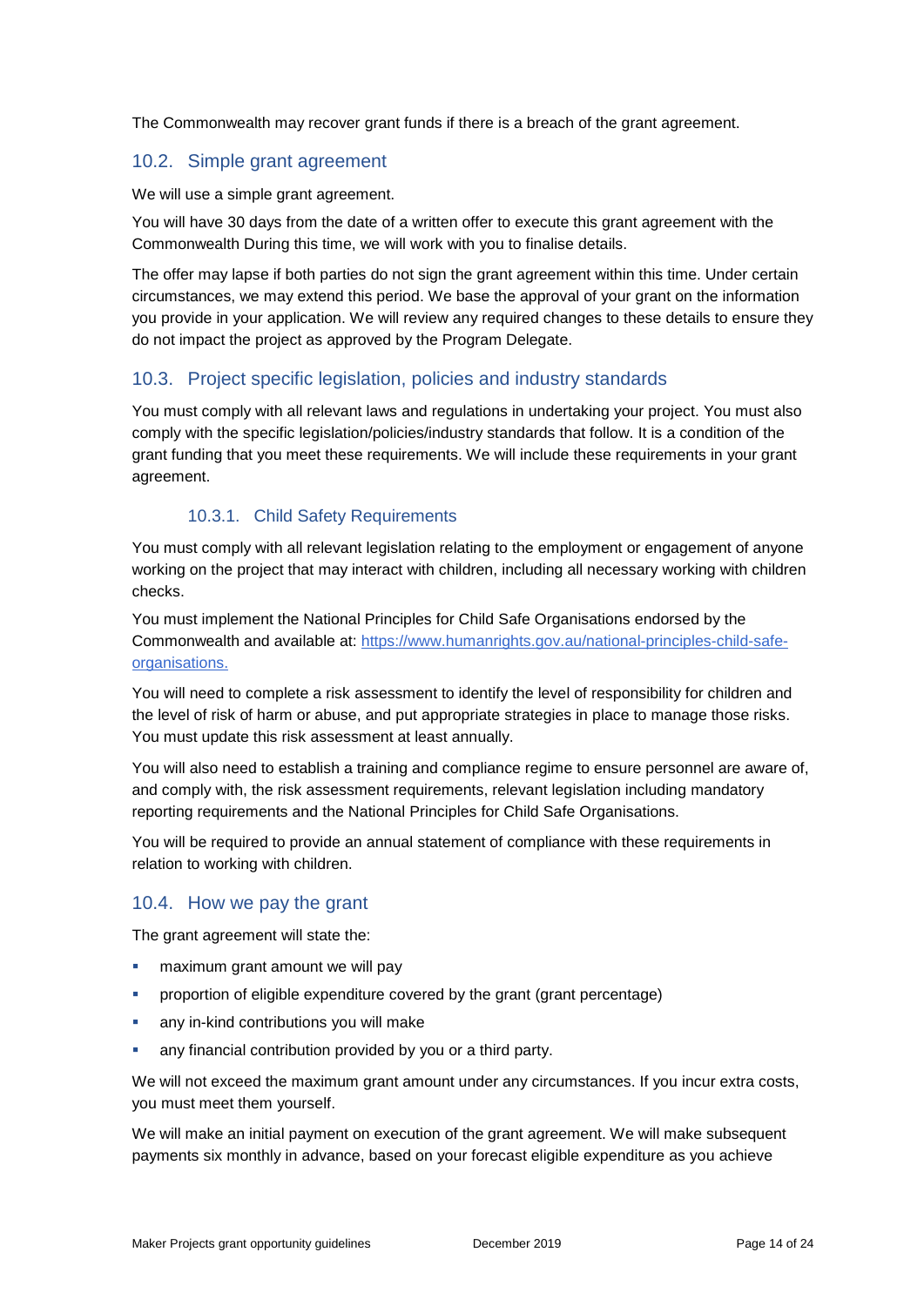The Commonwealth may recover grant funds if there is a breach of the grant agreement.

## 10.2. Simple grant agreement

We will use a simple grant agreement.

You will have 30 days from the date of a written offer to execute this grant agreement with the Commonwealth During this time, we will work with you to finalise details.

The offer may lapse if both parties do not sign the grant agreement within this time. Under certain circumstances, we may extend this period. We base the approval of your grant on the information you provide in your application. We will review any required changes to these details to ensure they do not impact the project as approved by the Program Delegate.

## 10.3. Project specific legislation, policies and industry standards

You must comply with all relevant laws and regulations in undertaking your project. You must also comply with the specific legislation/policies/industry standards that follow. It is a condition of the grant funding that you meet these requirements. We will include these requirements in your grant agreement.

### 10.3.1. Child Safety Requirements

You must comply with all relevant legislation relating to the employment or engagement of anyone working on the project that may interact with children, including all necessary working with children checks.

You must implement the National Principles for Child Safe Organisations endorsed by the Commonwealth and available at: [https://www.humanrights.gov.au/national-principles-child-safe-organisations.](https://www.humanrights.gov.au/national-principles-child-safe-organisations)

You will need to complete a risk assessment to identify the level of responsibility for children and the level of risk of harm or abuse, and put appropriate strategies in place to manage those risks. You must update this risk assessment at least annually.

You will also need to establish a training and compliance regime to ensure personnel are aware of, and comply with, the risk assessment requirements, relevant legislation including mandatory reporting requirements and the National Principles for Child Safe Organisations.

You will be required to provide an annual statement of compliance with these requirements in relation to working with children.

## 10.4. How we pay the grant

The grant agreement will state the:

- maximum grant amount we will pay
- proportion of eligible expenditure covered by the grant (grant percentage)
- any in-kind contributions you will make
- any financial contribution provided by you or a third party.

We will not exceed the maximum grant amount under any circumstances. If you incur extra costs, you must meet them yourself.

We will make an initial payment on execution of the grant agreement. We will make subsequent payments six monthly in advance, based on your forecast eligible expenditure as you achieve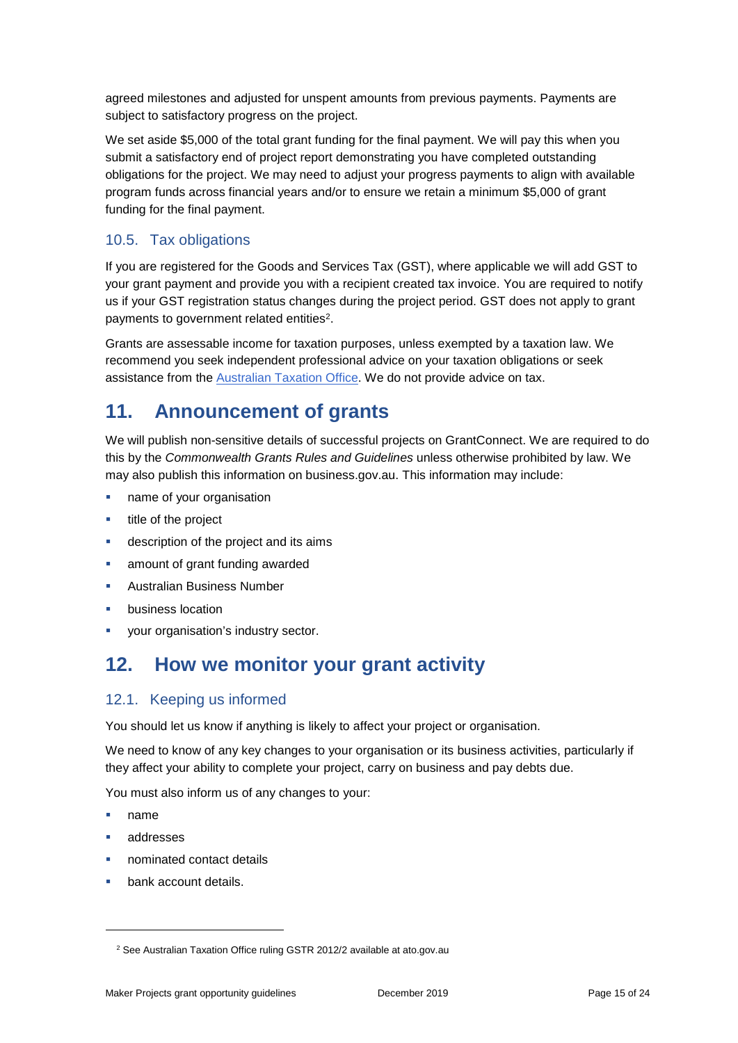agreed milestones and adjusted for unspent amounts from previous payments. Payments are subject to satisfactory progress on the project.

We set aside $5,000 of the total grant funding for the final payment. We will pay this when you submit a satisfactory end of project report demonstrating you have completed outstanding obligations for the project. We may need to adjust your progress payments to align with available program funds across financial years and/or to ensure we retain a minimum $5,000 of grant funding for the final payment.

### 10.5. Tax obligations

If you are registered for the Goods and Services Tax (GST), where applicable we will add GST to your grant payment and provide you with a recipient created tax invoice. You are required to notify us if your GST registration status changes during the project period. GST does not apply to grant payments to government related entities[2].

Grants are assessable income for taxation purposes, unless exempted by a taxation law. We recommend you seek independent professional advice on your taxation obligations or seek assistance from the [Australian Taxation Office](). We do not provide advice on tax.

## 11. Announcement of grants

We will publish non-sensitive details of successful projects on GrantConnect. We are required to do this by the *Commonwealth Grants Rules and Guidelines* unless otherwise prohibited by law. We may also publish this information on business.gov.au. This information may include:

- name of your organisation
- title of the project
- description of the project and its aims
- amount of grant funding awarded
- Australian Business Number
- business location
- your organisation's industry sector.

## 12. How we monitor your grant activity

### 12.1. Keeping us informed

You should let us know if anything is likely to affect your project or organisation.

We need to know of any key changes to your organisation or its business activities, particularly if they affect your ability to complete your project, carry on business and pay debts due.

You must also inform us of any changes to your:

- name
- addresses
- nominated contact details
- bank account details.

---

[2] See Australian Taxation Office ruling GSTR 2012/2 available at ato.gov.au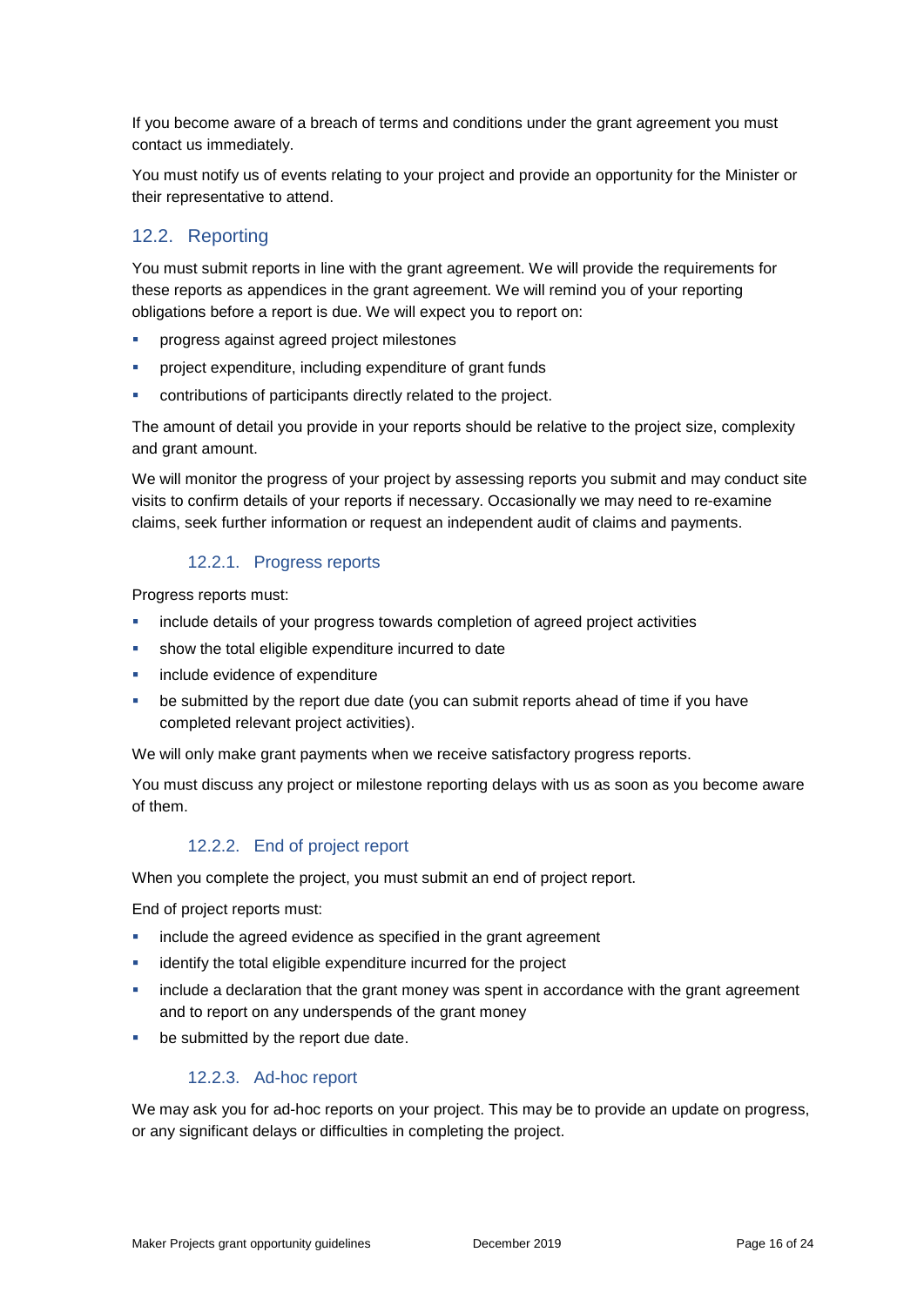If you become aware of a breach of terms and conditions under the grant agreement you must contact us immediately.

You must notify us of events relating to your project and provide an opportunity for the Minister or their representative to attend.

## 12.2. Reporting

You must submit reports in line with the grant agreement. We will provide the requirements for these reports as appendices in the grant agreement. We will remind you of your reporting obligations before a report is due. We will expect you to report on:

- progress against agreed project milestones
- project expenditure, including expenditure of grant funds
- contributions of participants directly related to the project.

The amount of detail you provide in your reports should be relative to the project size, complexity and grant amount.

We will monitor the progress of your project by assessing reports you submit and may conduct site visits to confirm details of your reports if necessary. Occasionally we may need to re-examine claims, seek further information or request an independent audit of claims and payments.

### 12.2.1. Progress reports

Progress reports must:

- include details of your progress towards completion of agreed project activities
- show the total eligible expenditure incurred to date
- include evidence of expenditure
- be submitted by the report due date (you can submit reports ahead of time if you have completed relevant project activities).

We will only make grant payments when we receive satisfactory progress reports.

You must discuss any project or milestone reporting delays with us as soon as you become aware of them.

### 12.2.2. End of project report

When you complete the project, you must submit an end of project report.

End of project reports must:

- include the agreed evidence as specified in the grant agreement
- identify the total eligible expenditure incurred for the project
- include a declaration that the grant money was spent in accordance with the grant agreement and to report on any underspends of the grant money
- be submitted by the report due date.

### 12.2.3. Ad-hoc report

We may ask you for ad-hoc reports on your project. This may be to provide an update on progress, or any significant delays or difficulties in completing the project.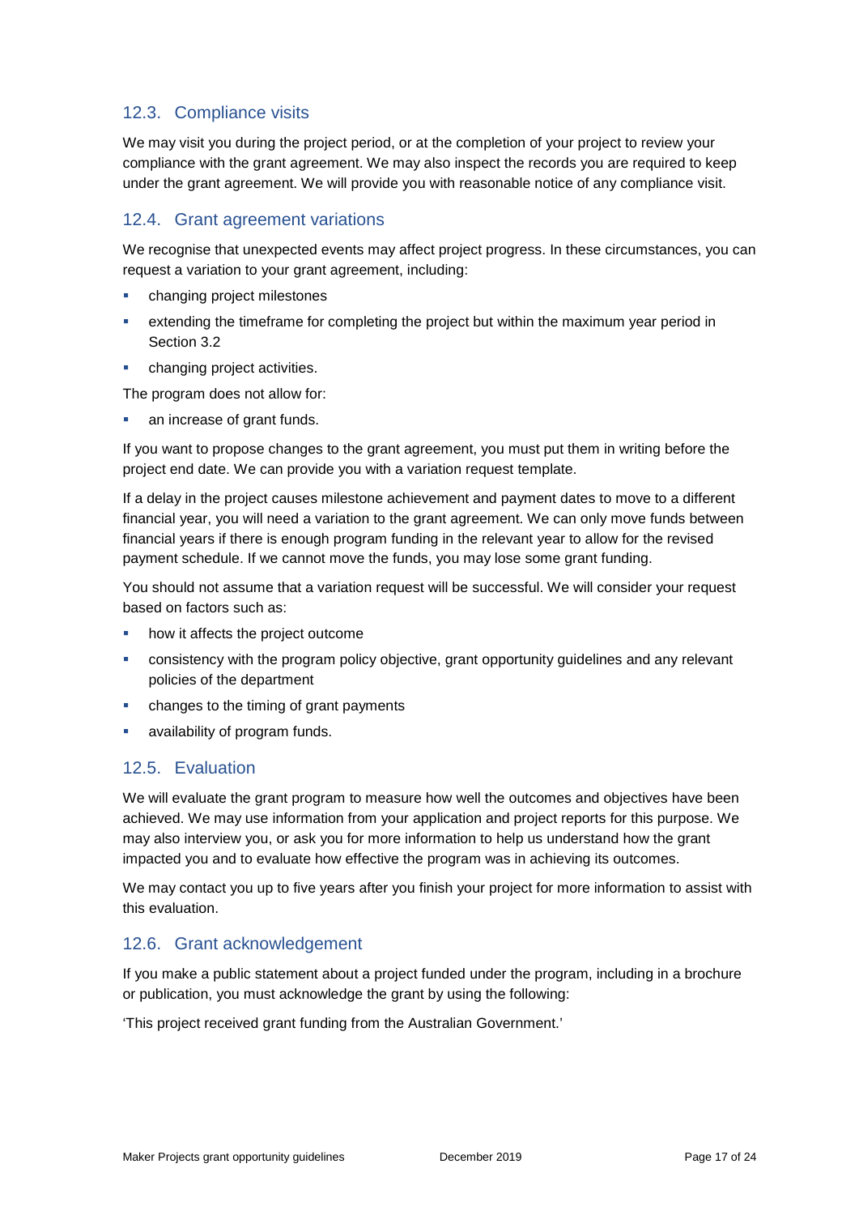### 12.3. Compliance visits

We may visit you during the project period, or at the completion of your project to review your compliance with the grant agreement. We may also inspect the records you are required to keep under the grant agreement. We will provide you with reasonable notice of any compliance visit.

### 12.4. Grant agreement variations

We recognise that unexpected events may affect project progress. In these circumstances, you can request a variation to your grant agreement, including:

- changing project milestones
- extending the timeframe for completing the project but within the maximum year period in Section 3.2
- changing project activities.

The program does not allow for:

- an increase of grant funds.

If you want to propose changes to the grant agreement, you must put them in writing before the project end date. We can provide you with a variation request template.

If a delay in the project causes milestone achievement and payment dates to move to a different financial year, you will need a variation to the grant agreement. We can only move funds between financial years if there is enough program funding in the relevant year to allow for the revised payment schedule. If we cannot move the funds, you may lose some grant funding.

You should not assume that a variation request will be successful. We will consider your request based on factors such as:

- how it affects the project outcome
- consistency with the program policy objective, grant opportunity guidelines and any relevant policies of the department
- changes to the timing of grant payments
- availability of program funds.

### 12.5. Evaluation

We will evaluate the grant program to measure how well the outcomes and objectives have been achieved. We may use information from your application and project reports for this purpose. We may also interview you, or ask you for more information to help us understand how the grant impacted you and to evaluate how effective the program was in achieving its outcomes.

We may contact you up to five years after you finish your project for more information to assist with this evaluation.

### 12.6. Grant acknowledgement

If you make a public statement about a project funded under the program, including in a brochure or publication, you must acknowledge the grant by using the following:

'This project received grant funding from the Australian Government.'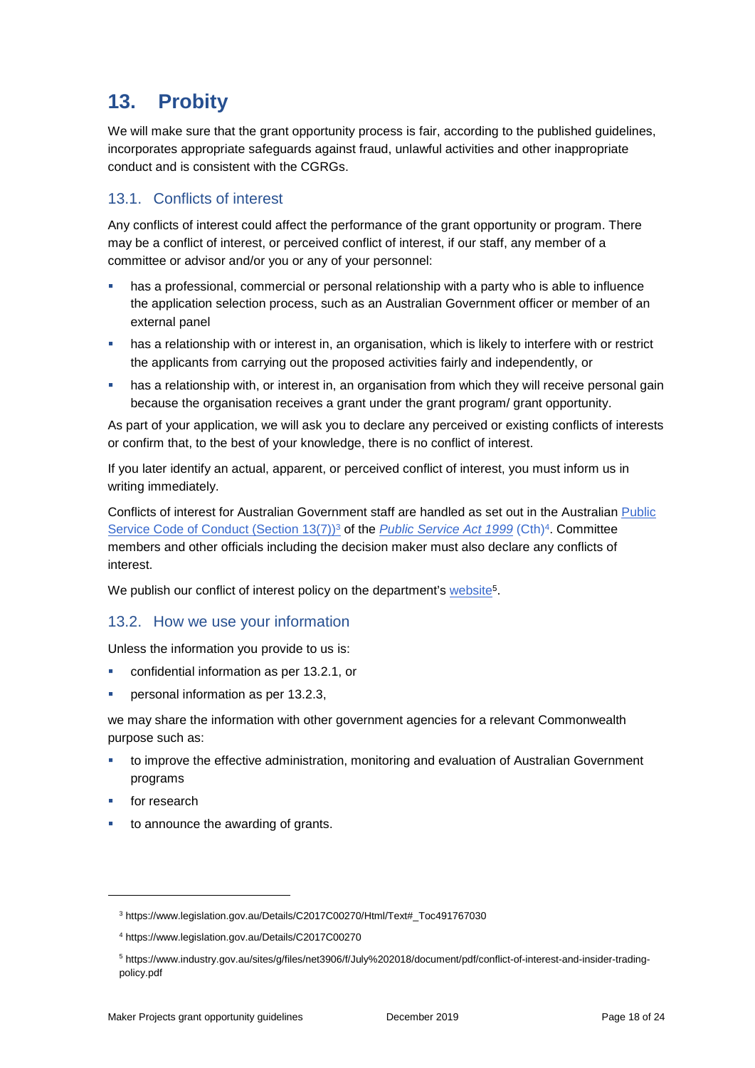## 13. Probity

We will make sure that the grant opportunity process is fair, according to the published guidelines, incorporates appropriate safeguards against fraud, unlawful activities and other inappropriate conduct and is consistent with the CGRGs.

### 13.1. Conflicts of interest

Any conflicts of interest could affect the performance of the grant opportunity or program. There may be a conflict of interest, or perceived conflict of interest, if our staff, any member of a committee or advisor and/or you or any of your personnel:

- has a professional, commercial or personal relationship with a party who is able to influence the application selection process, such as an Australian Government officer or member of an external panel
- has a relationship with or interest in, an organisation, which is likely to interfere with or restrict the applicants from carrying out the proposed activities fairly and independently, or
- has a relationship with, or interest in, an organisation from which they will receive personal gain because the organisation receives a grant under the grant program/ grant opportunity.

As part of your application, we will ask you to declare any perceived or existing conflicts of interests or confirm that, to the best of your knowledge, there is no conflict of interest.

If you later identify an actual, apparent, or perceived conflict of interest, you must inform us in writing immediately.

Conflicts of interest for Australian Government staff are handled as set out in the Australian Public Service Code of Conduct (Section 13(7))[3] of the *Public Service Act 1999* (Cth)[4]. Committee members and other officials including the decision maker must also declare any conflicts of interest.

We publish our conflict of interest policy on the department's website[5].

### 13.2. How we use your information

Unless the information you provide to us is:

- confidential information as per 13.2.1, or
- personal information as per 13.2.3,

we may share the information with other government agencies for a relevant Commonwealth purpose such as:

- to improve the effective administration, monitoring and evaluation of Australian Government programs
- for research
- to announce the awarding of grants.

---

[3] https://www.legislation.gov.au/Details/C2017C00270/Html/Text#_Toc491767030

[4] https://www.legislation.gov.au/Details/C2017C00270

[5] https://www.industry.gov.au/sites/g/files/net3906/f/July%202018/document/pdf/conflict-of-interest-and-insider-trading-policy.pdf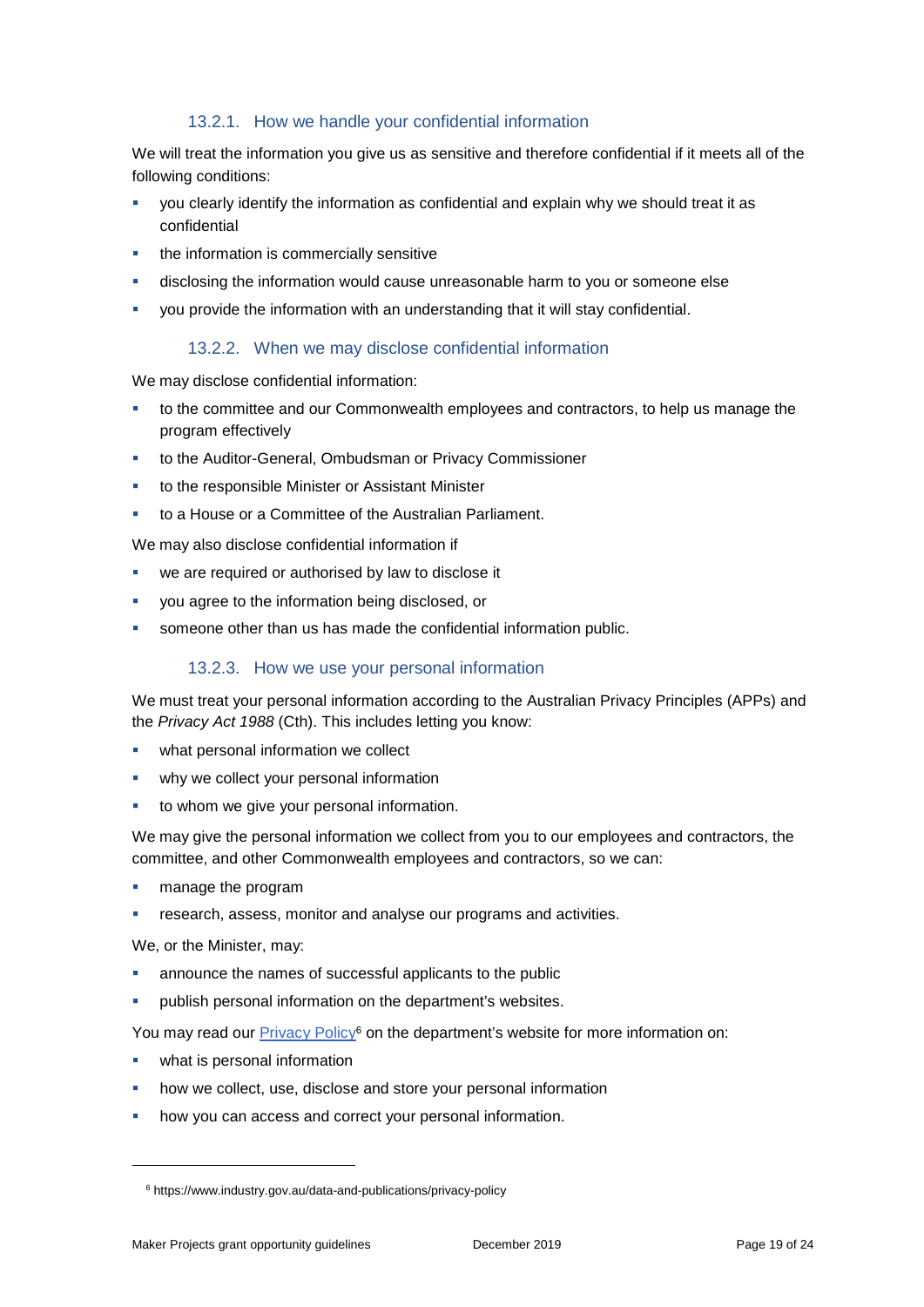#### 13.2.1. How we handle your confidential information

We will treat the information you give us as sensitive and therefore confidential if it meets all of the following conditions:

- you clearly identify the information as confidential and explain why we should treat it as confidential
- the information is commercially sensitive
- disclosing the information would cause unreasonable harm to you or someone else
- you provide the information with an understanding that it will stay confidential.

#### 13.2.2. When we may disclose confidential information

We may disclose confidential information:

- to the committee and our Commonwealth employees and contractors, to help us manage the program effectively
- to the Auditor-General, Ombudsman or Privacy Commissioner
- to the responsible Minister or Assistant Minister
- to a House or a Committee of the Australian Parliament.

We may also disclose confidential information if

- we are required or authorised by law to disclose it
- you agree to the information being disclosed, or
- someone other than us has made the confidential information public.

#### 13.2.3. How we use your personal information

We must treat your personal information according to the Australian Privacy Principles (APPs) and the *Privacy Act 1988* (Cth). This includes letting you know:

- what personal information we collect
- why we collect your personal information
- to whom we give your personal information.

We may give the personal information we collect from you to our employees and contractors, the committee, and other Commonwealth employees and contractors, so we can:

- manage the program
- research, assess, monitor and analyse our programs and activities.

We, or the Minister, may:

- announce the names of successful applicants to the public
- publish personal information on the department's websites.

You may read our [Privacy Policy][6] on the department's website for more information on:

- what is personal information
- how we collect, use, disclose and store your personal information
- how you can access and correct your personal information.

---

[6] https://www.industry.gov.au/data-and-publications/privacy-policy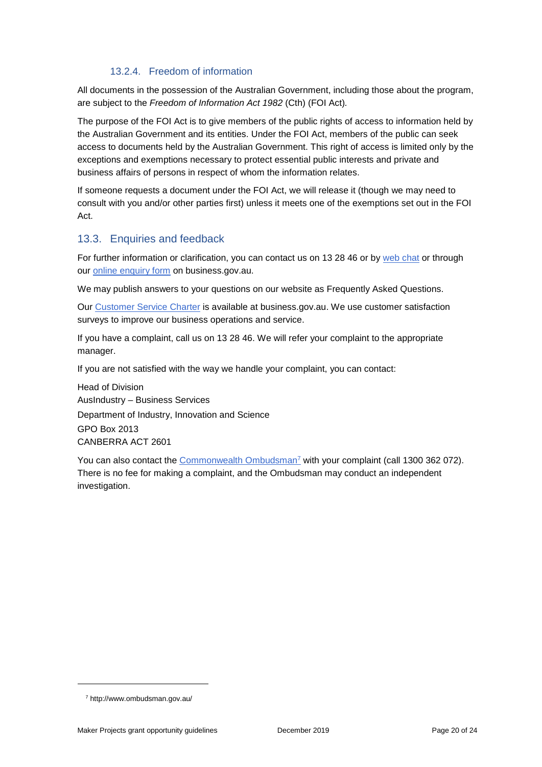#### 13.2.4. Freedom of information

All documents in the possession of the Australian Government, including those about the program, are subject to the *Freedom of Information Act 1982* (Cth) (FOI Act).

The purpose of the FOI Act is to give members of the public rights of access to information held by the Australian Government and its entities. Under the FOI Act, members of the public can seek access to documents held by the Australian Government. This right of access is limited only by the exceptions and exemptions necessary to protect essential public interests and private and business affairs of persons in respect of whom the information relates.

If someone requests a document under the FOI Act, we will release it (though we may need to consult with you and/or other parties first) unless it meets one of the exemptions set out in the FOI Act.

### 13.3. Enquiries and feedback

For further information or clarification, you can contact us on 13 28 46 or by web chat or through our online enquiry form on business.gov.au.

We may publish answers to your questions on our website as Frequently Asked Questions.

Our Customer Service Charter is available at business.gov.au. We use customer satisfaction surveys to improve our business operations and service.

If you have a complaint, call us on 13 28 46. We will refer your complaint to the appropriate manager.

If you are not satisfied with the way we handle your complaint, you can contact:

Head of Division
AusIndustry – Business Services
Department of Industry, Innovation and Science
GPO Box 2013
CANBERRA ACT 2601

You can also contact the Commonwealth Ombudsman[7] with your complaint (call 1300 362 072). There is no fee for making a complaint, and the Ombudsman may conduct an independent investigation.

---

[7] http://www.ombudsman.gov.au/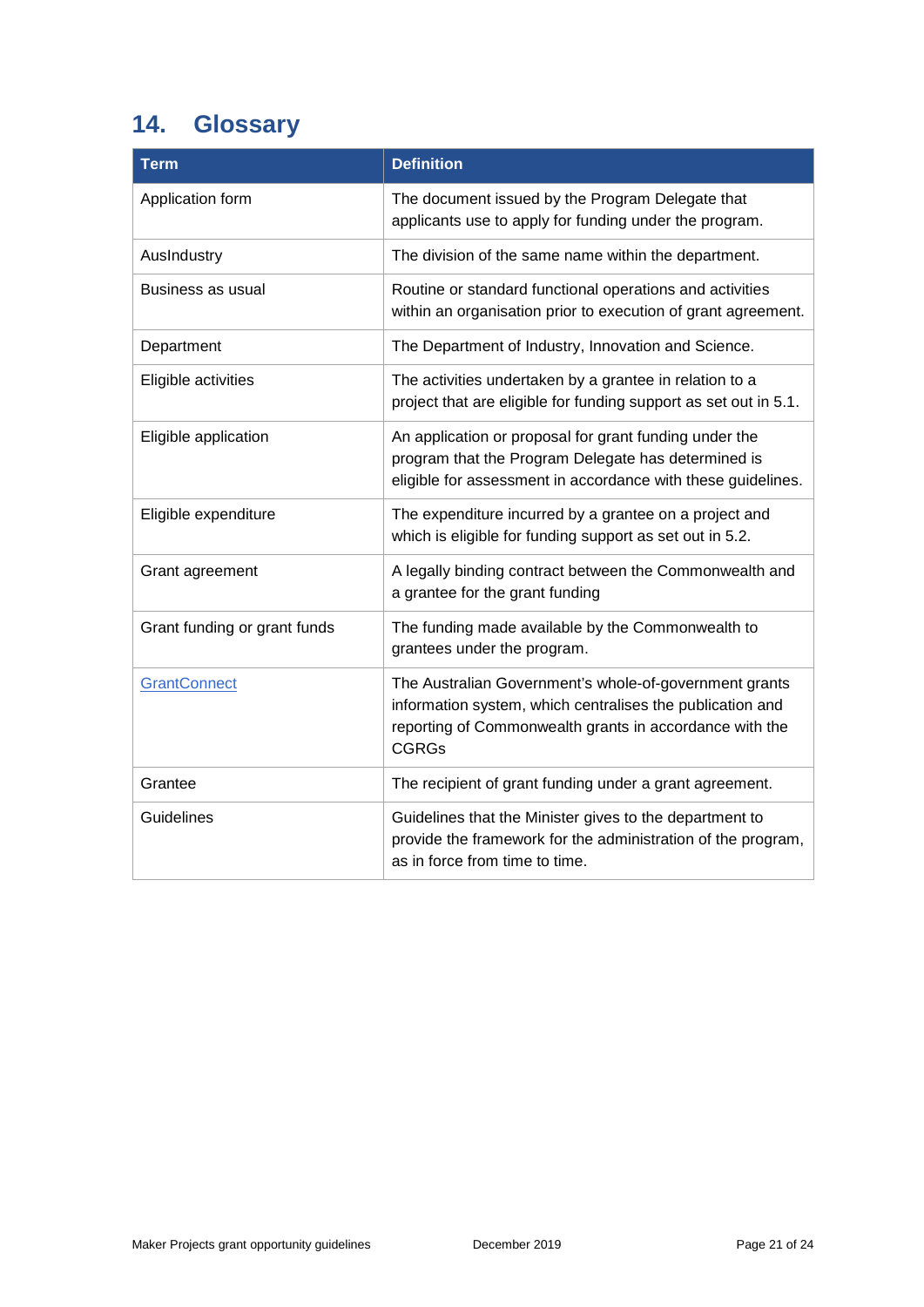## 14. Glossary

| Term | Definition |
|---|---|
| Application form | The document issued by the Program Delegate that applicants use to apply for funding under the program. |
| AusIndustry | The division of the same name within the department. |
| Business as usual | Routine or standard functional operations and activities within an organisation prior to execution of grant agreement. |
| Department | The Department of Industry, Innovation and Science. |
| Eligible activities | The activities undertaken by a grantee in relation to a project that are eligible for funding support as set out in 5.1. |
| Eligible application | An application or proposal for grant funding under the program that the Program Delegate has determined is eligible for assessment in accordance with these guidelines. |
| Eligible expenditure | The expenditure incurred by a grantee on a project and which is eligible for funding support as set out in 5.2. |
| Grant agreement | A legally binding contract between the Commonwealth and a grantee for the grant funding |
| Grant funding or grant funds | The funding made available by the Commonwealth to grantees under the program. |
| GrantConnect | The Australian Government's whole-of-government grants information system, which centralises the publication and reporting of Commonwealth grants in accordance with the CGRGs |
| Grantee | The recipient of grant funding under a grant agreement. |
| Guidelines | Guidelines that the Minister gives to the department to provide the framework for the administration of the program, as in force from time to time. |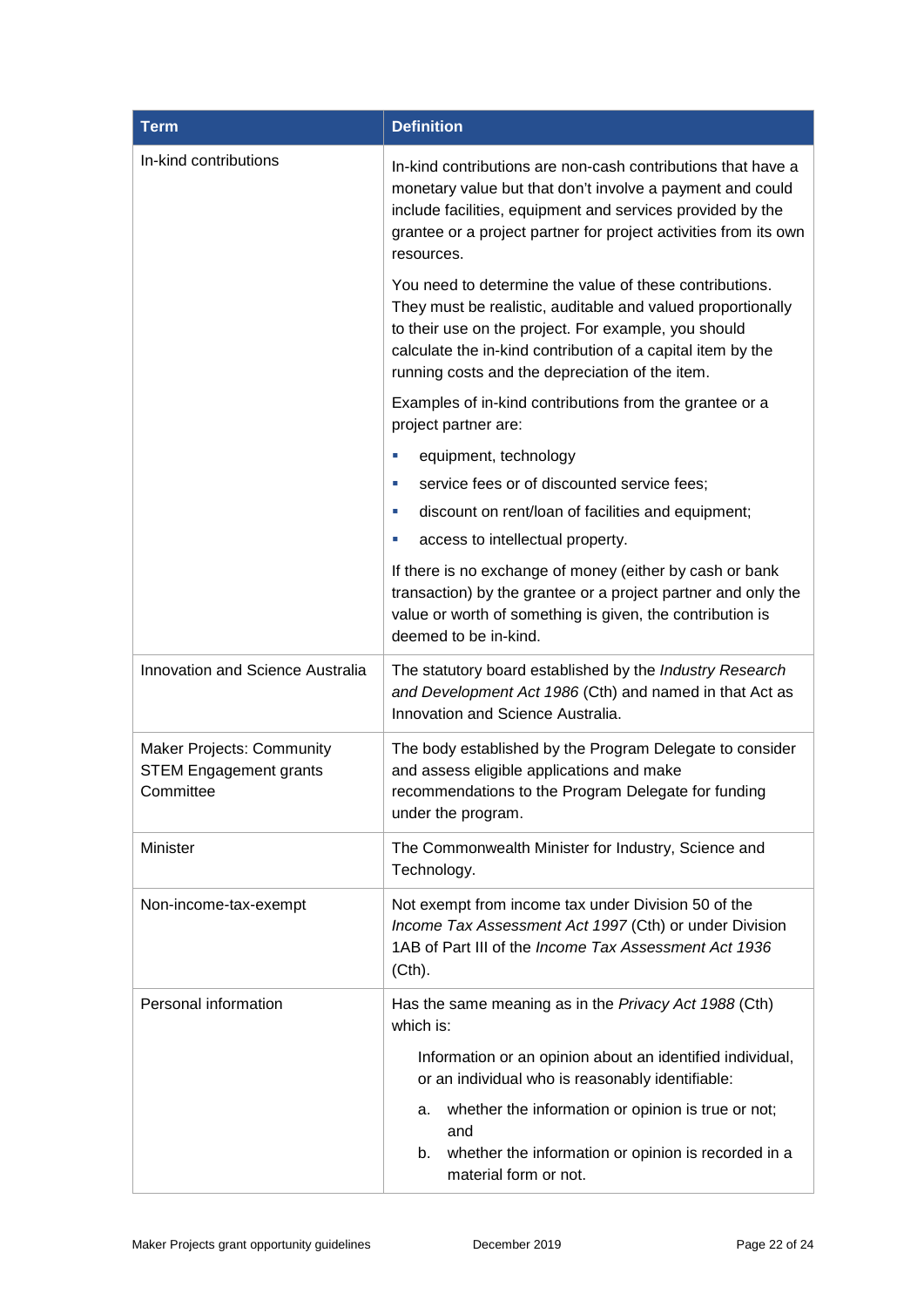| Term | Definition |
|---|---|
| In-kind contributions | In-kind contributions are non-cash contributions that have a monetary value but that don't involve a payment and could include facilities, equipment and services provided by the grantee or a project partner for project activities from its own resources.<br><br>You need to determine the value of these contributions. They must be realistic, auditable and valued proportionally to their use on the project. For example, you should calculate the in-kind contribution of a capital item by the running costs and the depreciation of the item.<br><br>Examples of in-kind contributions from the grantee or a project partner are:<br>- equipment, technology<br>- service fees or of discounted service fees;<br>- discount on rent/loan of facilities and equipment;<br>- access to intellectual property.<br><br>If there is no exchange of money (either by cash or bank transaction) by the grantee or a project partner and only the value or worth of something is given, the contribution is deemed to be in-kind. |
| Innovation and Science Australia | The statutory board established by the *Industry Research and Development Act 1986* (Cth) and named in that Act as Innovation and Science Australia. |
| Maker Projects: Community STEM Engagement grants Committee | The body established by the Program Delegate to consider and assess eligible applications and make recommendations to the Program Delegate for funding under the program. |
| Minister | The Commonwealth Minister for Industry, Science and Technology. |
| Non-income-tax-exempt | Not exempt from income tax under Division 50 of the *Income Tax Assessment Act 1997* (Cth) or under Division 1AB of Part III of the *Income Tax Assessment Act 1936* (Cth). |
| Personal information | Has the same meaning as in the *Privacy Act 1988* (Cth) which is:<br><br>Information or an opinion about an identified individual, or an individual who is reasonably identifiable:<br>a. whether the information or opinion is true or not; and<br>b. whether the information or opinion is recorded in a material form or not. |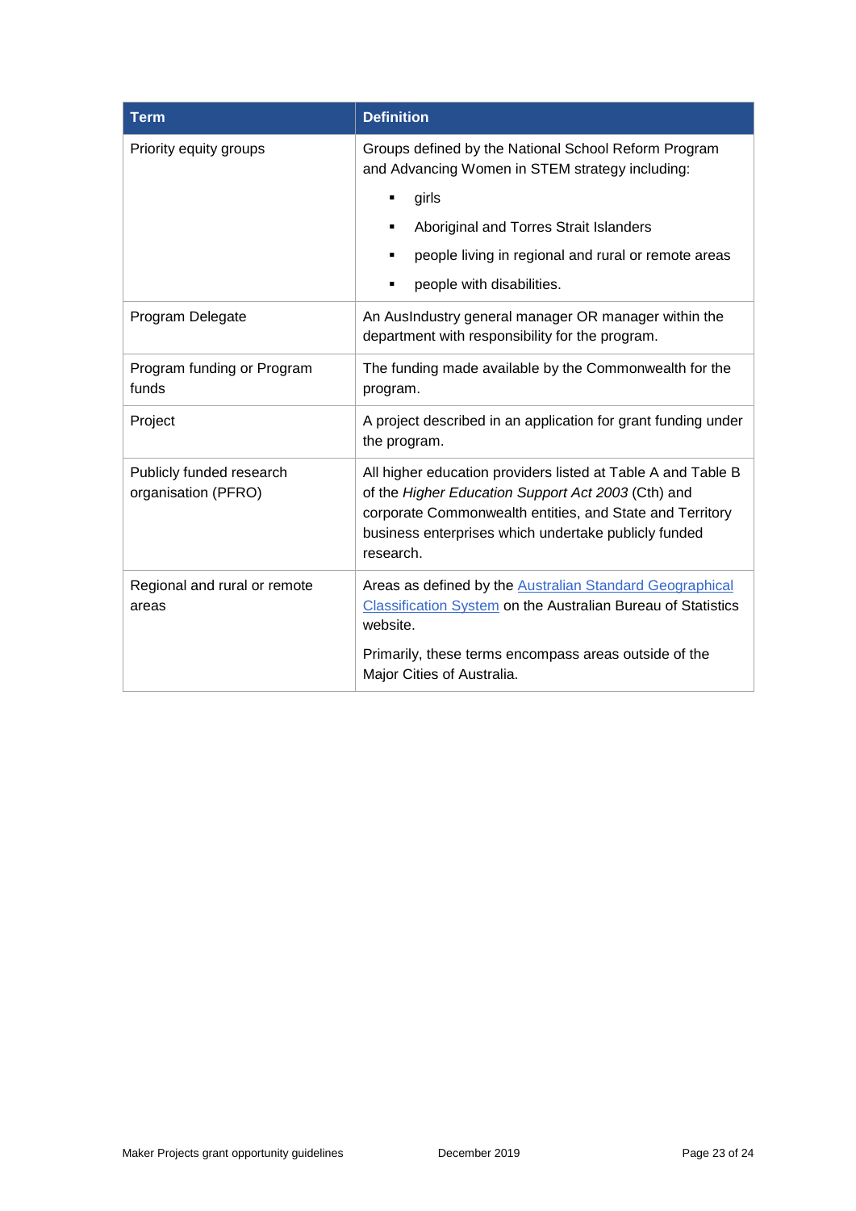| Term | Definition |
| --- | --- |
| Priority equity groups | Groups defined by the National School Reform Program and Advancing Women in STEM strategy including: <br>▪ girls <br>▪ Aboriginal and Torres Strait Islanders <br>▪ people living in regional and rural or remote areas <br>▪ people with disabilities. |
| Program Delegate | An AusIndustry general manager OR manager within the department with responsibility for the program. |
| Program funding or Program funds | The funding made available by the Commonwealth for the program. |
| Project | A project described in an application for grant funding under the program. |
| Publicly funded research organisation (PFRO) | All higher education providers listed at Table A and Table B of the *Higher Education Support Act 2003* (Cth) and corporate Commonwealth entities, and State and Territory business enterprises which undertake publicly funded research. |
| Regional and rural or remote areas | Areas as defined by the Australian Standard Geographical Classification System on the Australian Bureau of Statistics website. <br>Primarily, these terms encompass areas outside of the Major Cities of Australia. |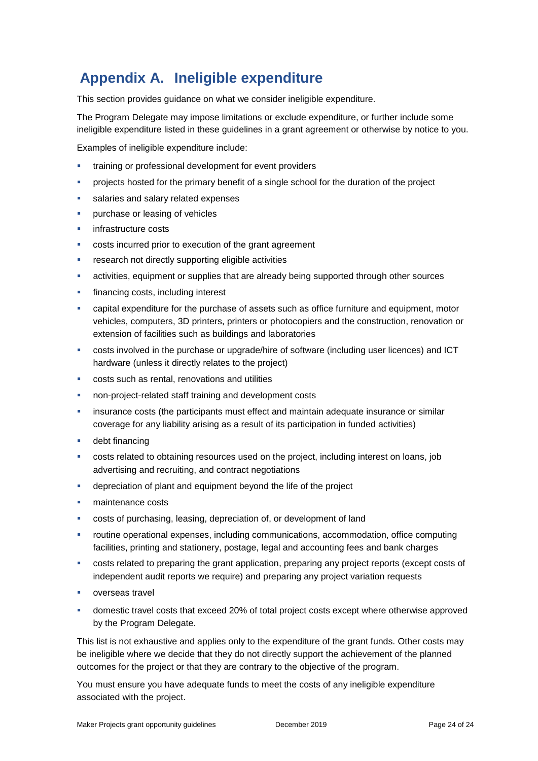# Appendix A. Ineligible expenditure

This section provides guidance on what we consider ineligible expenditure.

The Program Delegate may impose limitations or exclude expenditure, or further include some ineligible expenditure listed in these guidelines in a grant agreement or otherwise by notice to you.

Examples of ineligible expenditure include:

- training or professional development for event providers
- projects hosted for the primary benefit of a single school for the duration of the project
- salaries and salary related expenses
- purchase or leasing of vehicles
- infrastructure costs
- costs incurred prior to execution of the grant agreement
- research not directly supporting eligible activities
- activities, equipment or supplies that are already being supported through other sources
- financing costs, including interest
- capital expenditure for the purchase of assets such as office furniture and equipment, motor vehicles, computers, 3D printers, printers or photocopiers and the construction, renovation or extension of facilities such as buildings and laboratories
- costs involved in the purchase or upgrade/hire of software (including user licences) and ICT hardware (unless it directly relates to the project)
- costs such as rental, renovations and utilities
- non-project-related staff training and development costs
- insurance costs (the participants must effect and maintain adequate insurance or similar coverage for any liability arising as a result of its participation in funded activities)
- debt financing
- costs related to obtaining resources used on the project, including interest on loans, job advertising and recruiting, and contract negotiations
- depreciation of plant and equipment beyond the life of the project
- maintenance costs
- costs of purchasing, leasing, depreciation of, or development of land
- routine operational expenses, including communications, accommodation, office computing facilities, printing and stationery, postage, legal and accounting fees and bank charges
- costs related to preparing the grant application, preparing any project reports (except costs of independent audit reports we require) and preparing any project variation requests
- overseas travel
- domestic travel costs that exceed 20% of total project costs except where otherwise approved by the Program Delegate.

This list is not exhaustive and applies only to the expenditure of the grant funds. Other costs may be ineligible where we decide that they do not directly support the achievement of the planned outcomes for the project or that they are contrary to the objective of the program.

You must ensure you have adequate funds to meet the costs of any ineligible expenditure associated with the project.